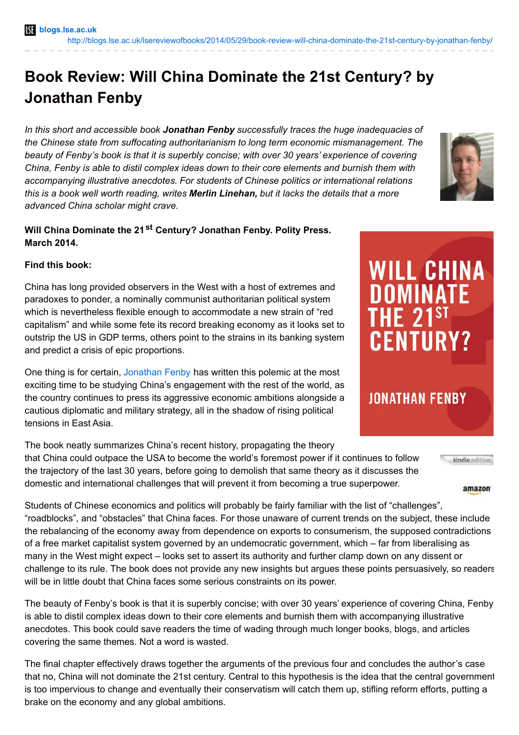blogs.lse.ac.uk http://blogs.lse.ac.uk/lsereviewofbooks/2014/05/29/book-review-will-china-dominate-the-21st-century-by-jonathan-fenby/

# Book Review: Will China Dominate the 21st Century? by Jonathan Fenby

*In this short and accessible book **Jonathan Fenby** successfully traces the huge inadequacies of the Chinese state from suffocating authoritarianism to long term economic mismanagement. The beauty of Fenby's book is that it is superbly concise; with over 30 years' experience of covering China, Fenby is able to distil complex ideas down to their core elements and burnish them with accompanying illustrative anecdotes. For students of Chinese politics or international relations this is a book well worth reading, writes **Merlin Linehan,** but it lacks the details that a more advanced China scholar might crave.*

**Will China Dominate the 21st Century? Jonathan Fenby. Polity Press. March 2014.**

**Find this book:**

China has long provided observers in the West with a host of extremes and paradoxes to ponder, a nominally communist authoritarian political system which is nevertheless flexible enough to accommodate a new strain of "red capitalism" and while some fete its record breaking economy as it looks set to outstrip the US in GDP terms, others point to the strains in its banking system and predict a crisis of epic proportions.

One thing is for certain, Jonathan Fenby has written this polemic at the most exciting time to be studying China's engagement with the rest of the world, as the country continues to press its aggressive economic ambitions alongside a cautious diplomatic and military strategy, all in the shadow of rising political tensions in East Asia.

The book neatly summarizes China's recent history, propagating the theory that China could outpace the USA to become the world's foremost power if it continues to follow the trajectory of the last 30 years, before going to demolish that same theory as it discusses the domestic and international challenges that will prevent it from becoming a true superpower.

Students of Chinese economics and politics will probably be fairly familiar with the list of "challenges", "roadblocks", and "obstacles" that China faces. For those unaware of current trends on the subject, these include the rebalancing of the economy away from dependence on exports to consumerism, the supposed contradictions of a free market capitalist system governed by an undemocratic government, which – far from liberalising as many in the West might expect – looks set to assert its authority and further clamp down on any dissent or challenge to its rule. The book does not provide any new insights but argues these points persuasively, so readers will be in little doubt that China faces some serious constraints on its power.

The beauty of Fenby's book is that it is superbly concise; with over 30 years' experience of covering China, Fenby is able to distil complex ideas down to their core elements and burnish them with accompanying illustrative anecdotes. This book could save readers the time of wading through much longer books, blogs, and articles covering the same themes. Not a word is wasted.

The final chapter effectively draws together the arguments of the previous four and concludes the author's case that no, China will not dominate the 21st century. Central to this hypothesis is the idea that the central government is too impervious to change and eventually their conservatism will catch them up, stifling reform efforts, putting a brake on the economy and any global ambitions.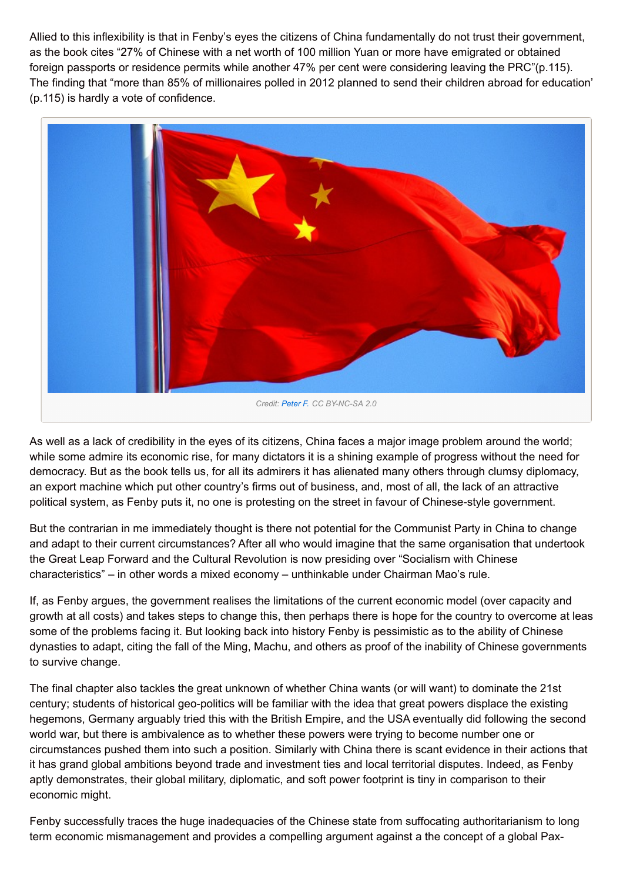Allied to this inflexibility is that in Fenby's eyes the citizens of China fundamentally do not trust their government, as the book cites "27% of Chinese with a net worth of 100 million Yuan or more have emigrated or obtained foreign passports or residence permits while another 47% per cent were considering leaving the PRC"(p.115). The finding that "more than 85% of millionaires polled in 2012 planned to send their children abroad for education' (p.115) is hardly a vote of confidence.

Credit: Peter F. CC BY-NC-SA 2.0

As well as a lack of credibility in the eyes of its citizens, China faces a major image problem around the world; while some admire its economic rise, for many dictators it is a shining example of progress without the need for democracy. But as the book tells us, for all its admirers it has alienated many others through clumsy diplomacy, an export machine which put other country's firms out of business, and, most of all, the lack of an attractive political system, as Fenby puts it, no one is protesting on the street in favour of Chinese-style government.

But the contrarian in me immediately thought is there not potential for the Communist Party in China to change and adapt to their current circumstances? After all who would imagine that the same organisation that undertook the Great Leap Forward and the Cultural Revolution is now presiding over "Socialism with Chinese characteristics" – in other words a mixed economy – unthinkable under Chairman Mao's rule.

If, as Fenby argues, the government realises the limitations of the current economic model (over capacity and growth at all costs) and takes steps to change this, then perhaps there is hope for the country to overcome at leas some of the problems facing it. But looking back into history Fenby is pessimistic as to the ability of Chinese dynasties to adapt, citing the fall of the Ming, Machu, and others as proof of the inability of Chinese governments to survive change.

The final chapter also tackles the great unknown of whether China wants (or will want) to dominate the 21st century; students of historical geo-politics will be familiar with the idea that great powers displace the existing hegemons, Germany arguably tried this with the British Empire, and the USA eventually did following the second world war, but there is ambivalence as to whether these powers were trying to become number one or circumstances pushed them into such a position. Similarly with China there is scant evidence in their actions that it has grand global ambitions beyond trade and investment ties and local territorial disputes. Indeed, as Fenby aptly demonstrates, their global military, diplomatic, and soft power footprint is tiny in comparison to their economic might.

Fenby successfully traces the huge inadequacies of the Chinese state from suffocating authoritarianism to long term economic mismanagement and provides a compelling argument against a the concept of a global Pax-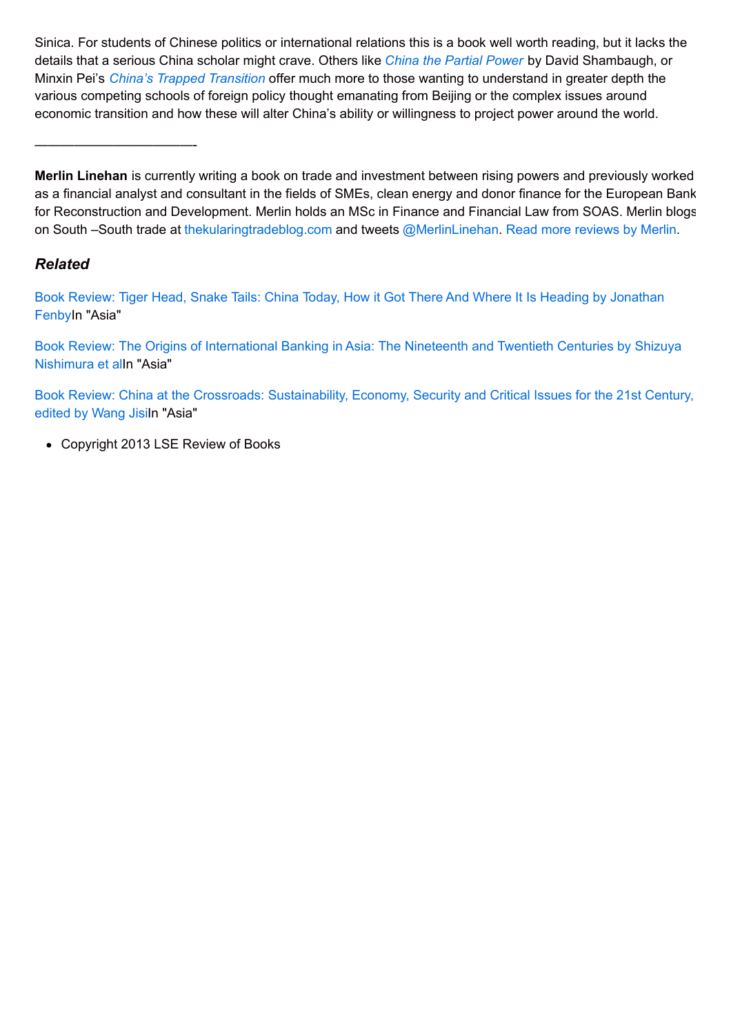Sinica. For students of Chinese politics or international relations this is a book well worth reading, but it lacks the details that a serious China scholar might crave. Others like *China the Partial Power* by David Shambaugh, or Minxin Pei's *China's Trapped Transition* offer much more to those wanting to understand in greater depth the various competing schools of foreign policy thought emanating from Beijing or the complex issues around economic transition and how these will alter China's ability or willingness to project power around the world.

———————————————-

**Merlin Linehan** is currently writing a book on trade and investment between rising powers and previously worked as a financial analyst and consultant in the fields of SMEs, clean energy and donor finance for the European Bank for Reconstruction and Development. Merlin holds an MSc in Finance and Financial Law from SOAS. Merlin blogs on South –South trade at thekularingtradeblog.com and tweets @MerlinLinehan. Read more reviews by Merlin.

### *Related*

Book Review: Tiger Head, Snake Tails: China Today, How it Got There And Where It Is Heading by Jonathan FenbyIn "Asia"

Book Review: The Origins of International Banking in Asia: The Nineteenth and Twentieth Centuries by Shizuya Nishimura et alIn "Asia"

Book Review: China at the Crossroads: Sustainability, Economy, Security and Critical Issues for the 21st Century, edited by Wang JisiIn "Asia"

- Copyright 2013 LSE Review of Books